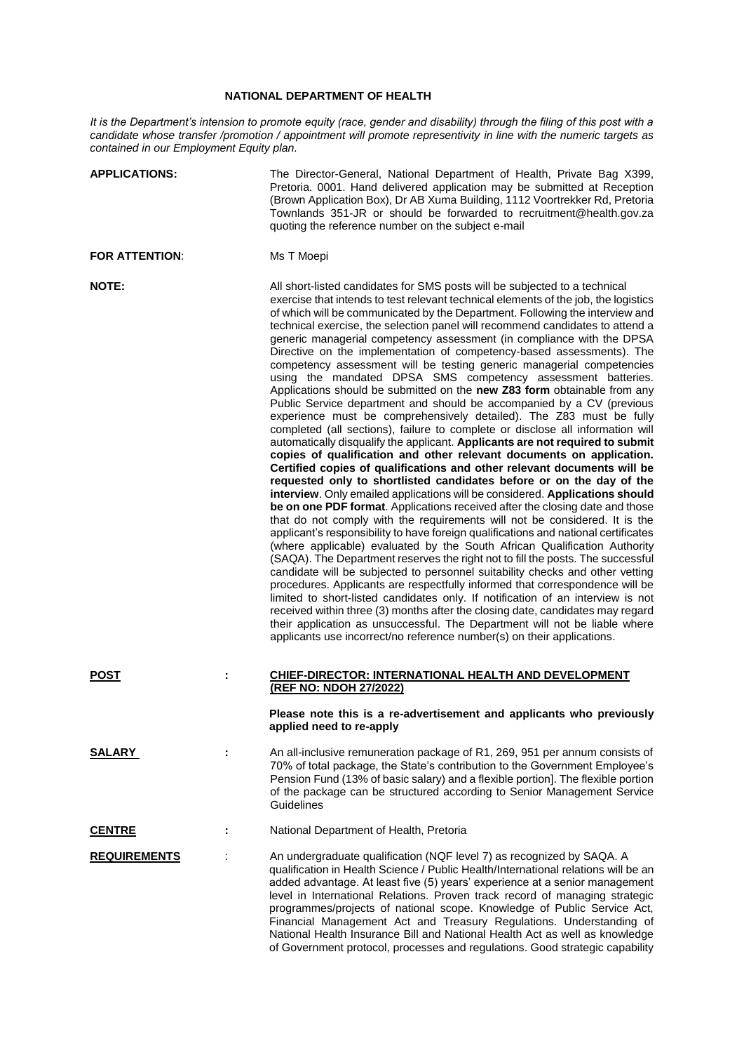**NATIONAL DEPARTMENT OF HEALTH**

*It is the Department's intension to promote equity (race, gender and disability) through the filing of this post with a candidate whose transfer /promotion / appointment will promote representivity in line with the numeric targets as contained in our Employment Equity plan.*

**APPLICATIONS:** The Director-General, National Department of Health, Private Bag X399, Pretoria. 0001. Hand delivered application may be submitted at Reception (Brown Application Box), Dr AB Xuma Building, 1112 Voortrekker Rd, Pretoria Townlands 351-JR or should be forwarded to recruitment@health.gov.za quoting the reference number on the subject e-mail

**FOR ATTENTION**: Ms T Moepi

**NOTE:** All short-listed candidates for SMS posts will be subjected to a technical exercise that intends to test relevant technical elements of the job, the logistics of which will be communicated by the Department. Following the interview and technical exercise, the selection panel will recommend candidates to attend a generic managerial competency assessment (in compliance with the DPSA Directive on the implementation of competency-based assessments). The competency assessment will be testing generic managerial competencies using the mandated DPSA SMS competency assessment batteries. Applications should be submitted on the **new Z83 form** obtainable from any Public Service department and should be accompanied by a CV (previous experience must be comprehensively detailed). The Z83 must be fully completed (all sections), failure to complete or disclose all information will automatically disqualify the applicant. **Applicants are not required to submit copies of qualification and other relevant documents on application. Certified copies of qualifications and other relevant documents will be requested only to shortlisted candidates before or on the day of the interview**. Only emailed applications will be considered. **Applications should be on one PDF format**. Applications received after the closing date and those that do not comply with the requirements will not be considered. It is the applicant's responsibility to have foreign qualifications and national certificates (where applicable) evaluated by the South African Qualification Authority (SAQA). The Department reserves the right not to fill the posts. The successful candidate will be subjected to personnel suitability checks and other vetting procedures. Applicants are respectfully informed that correspondence will be limited to short-listed candidates only. If notification of an interview is not received within three (3) months after the closing date, candidates may regard their application as unsuccessful. The Department will not be liable where applicants use incorrect/no reference number(s) on their applications.

**POST** : **CHIEF-DIRECTOR: INTERNATIONAL HEALTH AND DEVELOPMENT (REF NO: NDOH 27/2022)**

**Please note this is a re-advertisement and applicants who previously applied need to re-apply**

**SALARY** : An all-inclusive remuneration package of R1, 269, 951 per annum consists of 70% of total package, the State's contribution to the Government Employee's Pension Fund (13% of basic salary) and a flexible portion]. The flexible portion of the package can be structured according to Senior Management Service Guidelines

**CENTRE** : National Department of Health, Pretoria

**REQUIREMENTS** : An undergraduate qualification (NQF level 7) as recognized by SAQA. A qualification in Health Science / Public Health/International relations will be an added advantage. At least five (5) years' experience at a senior management level in International Relations. Proven track record of managing strategic programmes/projects of national scope. Knowledge of Public Service Act, Financial Management Act and Treasury Regulations. Understanding of National Health Insurance Bill and National Health Act as well as knowledge of Government protocol, processes and regulations. Good strategic capability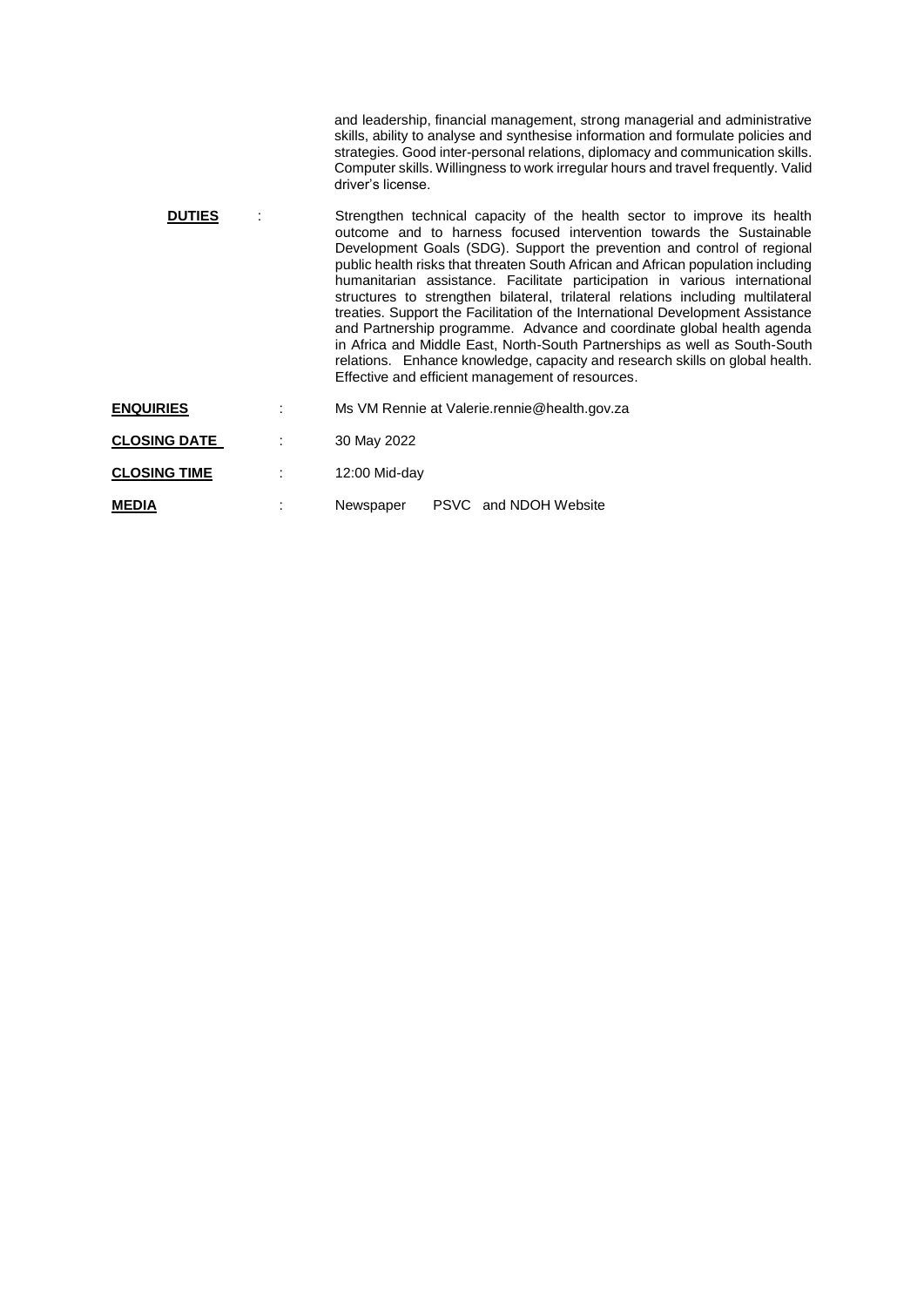and leadership, financial management, strong managerial and administrative skills, ability to analyse and synthesise information and formulate policies and strategies. Good inter-personal relations, diplomacy and communication skills. Computer skills. Willingness to work irregular hours and travel frequently. Valid driver's license.

**DUTIES** : Strengthen technical capacity of the health sector to improve its health outcome and to harness focused intervention towards the Sustainable Development Goals (SDG). Support the prevention and control of regional public health risks that threaten South African and African population including humanitarian assistance. Facilitate participation in various international structures to strengthen bilateral, trilateral relations including multilateral treaties. Support the Facilitation of the International Development Assistance and Partnership programme. Advance and coordinate global health agenda in Africa and Middle East, North-South Partnerships as well as South-South relations. Enhance knowledge, capacity and research skills on global health. Effective and efficient management of resources.

**ENQUIRIES** : Ms VM Rennie at Valerie.rennie@health.gov.za

**CLOSING DATE** : 30 May 2022

**CLOSING TIME** : 12:00 Mid-day

**MEDIA** : Newspaper PSVC and NDOH Website